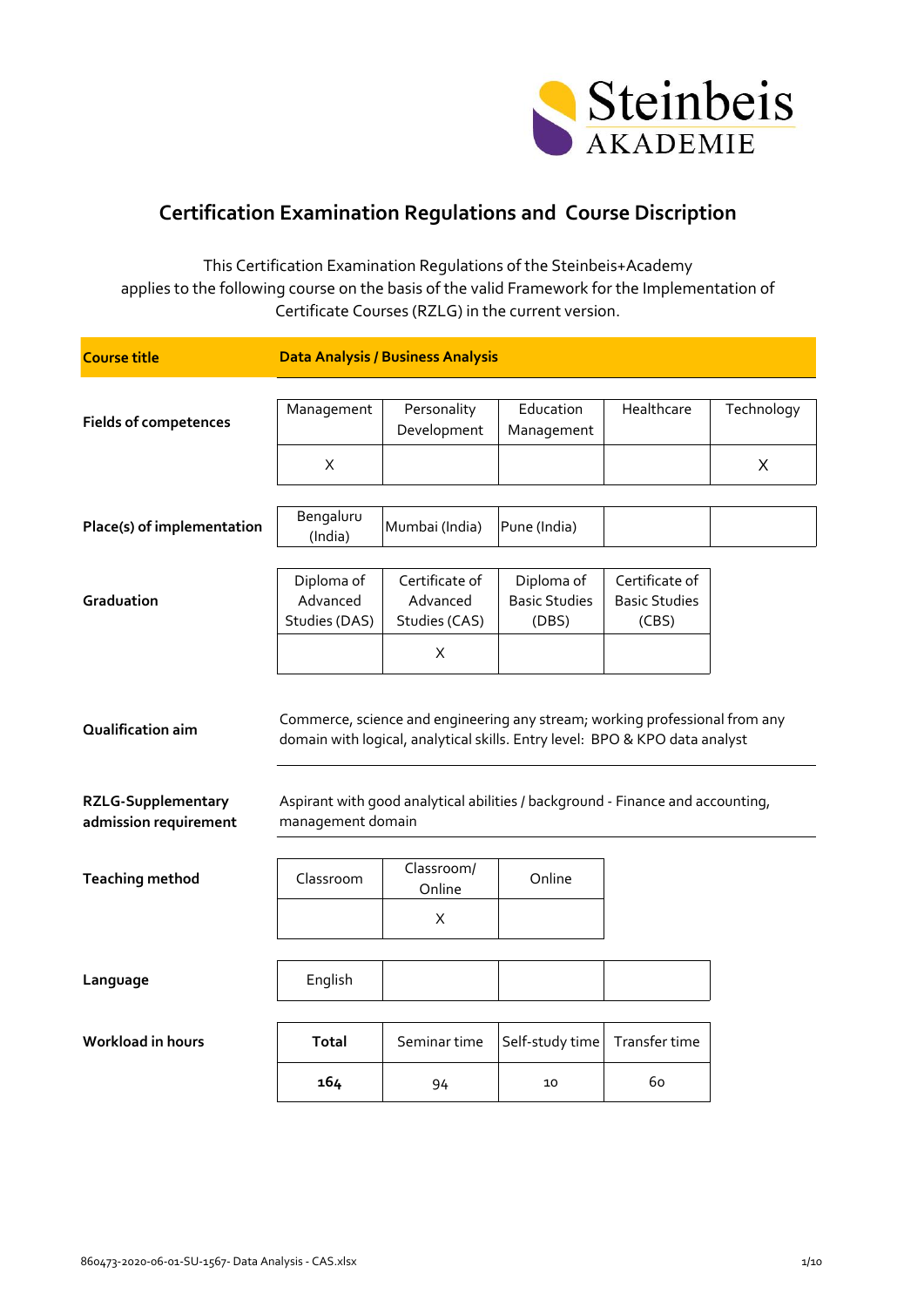Steinbeis AKADEMIE

# Certification Examination Regulations and Course Discription

This Certification Examination Regulations of the Steinbeis+Academy applies to the following course on the basis of the valid Framework for the Implementation of Certificate Courses (RZLG) in the current version.

| **Course title** | **Data Analysis / Business Analysis** | | | | |
|---|---|---|---|---|---|
| **Fields of competences** | Management | Personality Development | Education Management | Healthcare | Technology |
| | X | | | | X |
| **Place(s) of implementation** | Bengaluru (India) | Mumbai (India) | Pune (India) | | |
| **Graduation** | Diploma of Advanced Studies (DAS) | Certificate of Advanced Studies (CAS) | Diploma of Basic Studies (DBS) | Certificate of Basic Studies (CBS) | |
| | | X | | | |
| **Qualification aim** | Commerce, science and engineering any stream; working professional from any domain with logical, analytical skills. Entry level: BPO & KPO data analyst | | | | |
| **RZLG-Supplementary admission requirement** | Aspirant with good analytical abilities / background - Finance and accounting, management domain | | | | |
| **Teaching method** | Classroom | Classroom/ Online | Online | | |
| | | X | | | |
| **Language** | English | | | | |
| **Workload in hours** | **Total** | Seminar time | Self-study time | Transfer time | |
| | **164** | 94 | 10 | 60 | |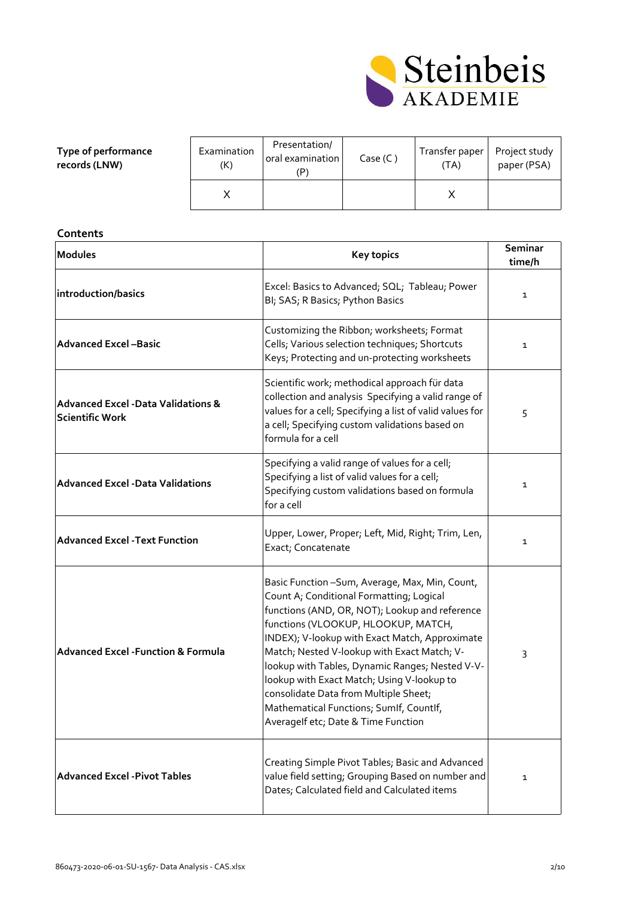| Type of performance records (LNW) | Examination (K) | Presentation/ oral examination (P) | Case (C ) | Transfer paper (TA) | Project study paper (PSA) |
|---|---|---|---|---|---|
| | X | | | X | |

**Contents**

| Modules | Key topics | Seminar time/h |
|---|---|---|
| **introduction/basics** | Excel: Basics to Advanced; SQL; Tableau; Power BI; SAS; R Basics; Python Basics | 1 |
| **Advanced Excel –Basic** | Customizing the Ribbon; worksheets; Format Cells; Various selection techniques; Shortcuts Keys; Protecting and un-protecting worksheets | 1 |
| **Advanced Excel -Data Validations & Scientific Work** | Scientific work; methodical approach für data collection and analysis Specifying a valid range of values for a cell; Specifying a list of valid values for a cell; Specifying custom validations based on formula for a cell | 5 |
| **Advanced Excel -Data Validations** | Specifying a valid range of values for a cell; Specifying a list of valid values for a cell; Specifying custom validations based on formula for a cell | 1 |
| **Advanced Excel -Text Function** | Upper, Lower, Proper; Left, Mid, Right; Trim, Len, Exact; Concatenate | 1 |
| **Advanced Excel -Function & Formula** | Basic Function –Sum, Average, Max, Min, Count, Count A; Conditional Formatting; Logical functions (AND, OR, NOT); Lookup and reference functions (VLOOKUP, HLOOKUP, MATCH, INDEX); V-lookup with Exact Match, Approximate Match; Nested V-lookup with Exact Match; V-lookup with Tables, Dynamic Ranges; Nested V-V-lookup with Exact Match; Using V-lookup to consolidate Data from Multiple Sheet; Mathematical Functions; SumIf, CountIf, AverageIf etc; Date & Time Function | 3 |
| **Advanced Excel -Pivot Tables** | Creating Simple Pivot Tables; Basic and Advanced value field setting; Grouping Based on number and Dates; Calculated field and Calculated items | 1 |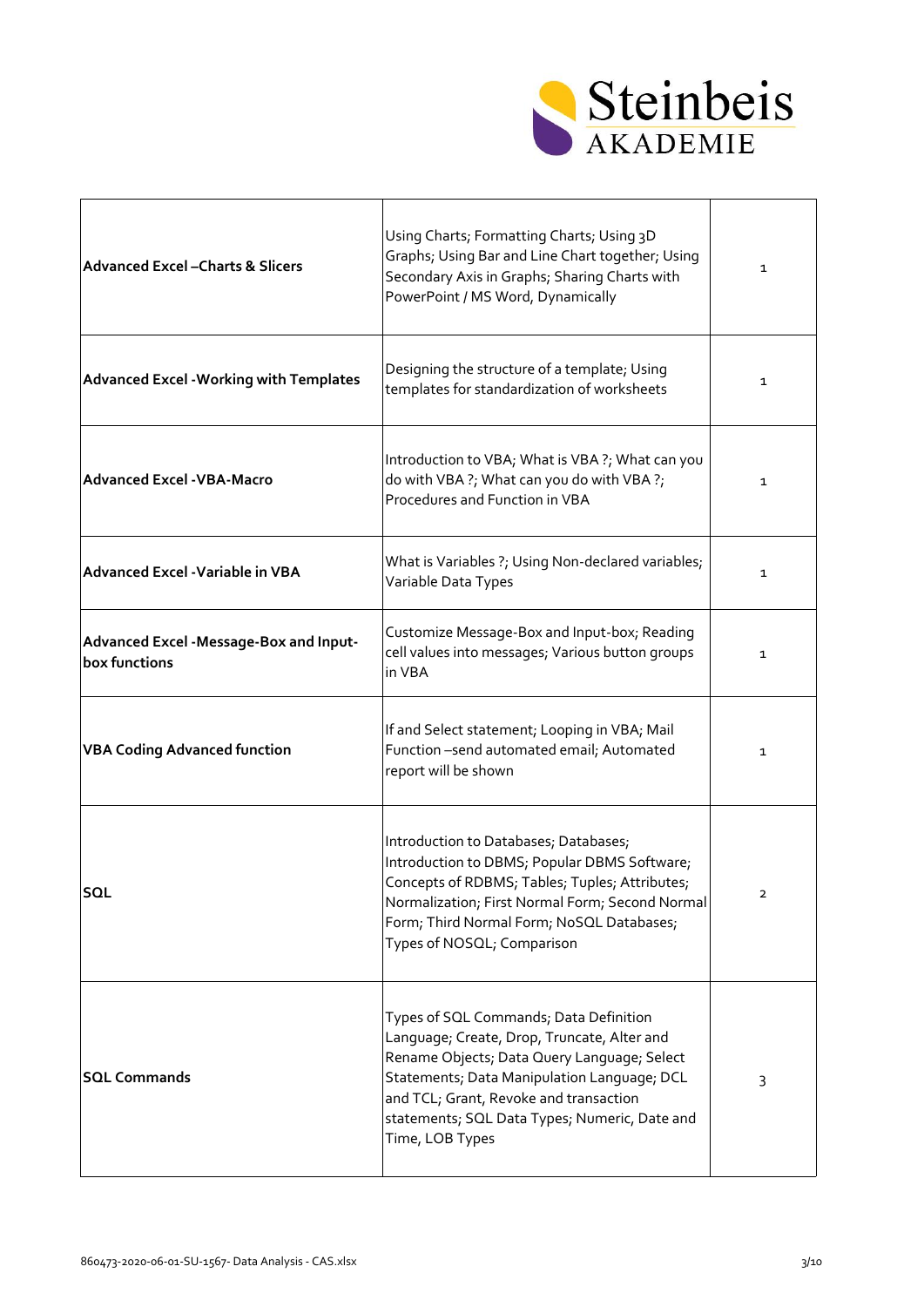| | | |
|---|---|---|
| **Advanced Excel –Charts & Slicers** | Using Charts; Formatting Charts; Using 3D Graphs; Using Bar and Line Chart together; Using Secondary Axis in Graphs; Sharing Charts with PowerPoint / MS Word, Dynamically | 1 |
| **Advanced Excel -Working with Templates** | Designing the structure of a template; Using templates for standardization of worksheets | 1 |
| **Advanced Excel -VBA-Macro** | Introduction to VBA; What is VBA ?; What can you do with VBA ?; What can you do with VBA ?; Procedures and Function in VBA | 1 |
| **Advanced Excel -Variable in VBA** | What is Variables ?; Using Non-declared variables; Variable Data Types | 1 |
| **Advanced Excel -Message-Box and Input-box functions** | Customize Message-Box and Input-box; Reading cell values into messages; Various button groups in VBA | 1 |
| **VBA Coding Advanced function** | If and Select statement; Looping in VBA; Mail Function –send automated email; Automated report will be shown | 1 |
| **SQL** | Introduction to Databases; Databases; Introduction to DBMS; Popular DBMS Software; Concepts of RDBMS; Tables; Tuples; Attributes; Normalization; First Normal Form; Second Normal Form; Third Normal Form; NoSQL Databases; Types of NOSQL; Comparison | 2 |
| **SQL Commands** | Types of SQL Commands; Data Definition Language; Create, Drop, Truncate, Alter and Rename Objects; Data Query Language; Select Statements; Data Manipulation Language; DCL and TCL; Grant, Revoke and transaction statements; SQL Data Types; Numeric, Date and Time, LOB Types | 3 |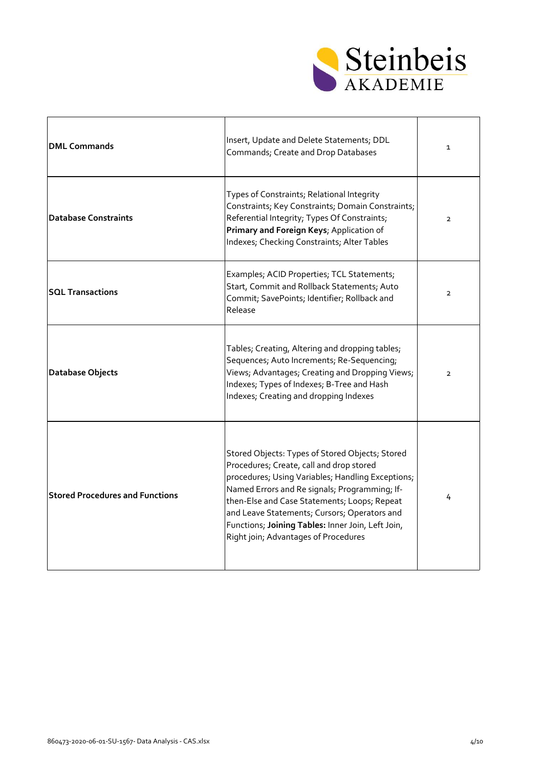| | | |
|---|---|---|
| **DML Commands** | Insert, Update and Delete Statements; DDL Commands; Create and Drop Databases | 1 |
| **Database Constraints** | Types of Constraints; Relational Integrity Constraints; Key Constraints; Domain Constraints; Referential Integrity; Types Of Constraints; **Primary and Foreign Keys**; Application of Indexes; Checking Constraints; Alter Tables | 2 |
| **SQL Transactions** | Examples; ACID Properties; TCL Statements; Start, Commit and Rollback Statements; Auto Commit; SavePoints; Identifier; Rollback and Release | 2 |
| **Database Objects** | Tables; Creating, Altering and dropping tables; Sequences; Auto Increments; Re-Sequencing; Views; Advantages; Creating and Dropping Views; Indexes; Types of Indexes; B-Tree and Hash Indexes; Creating and dropping Indexes | 2 |
| **Stored Procedures and Functions** | Stored Objects: Types of Stored Objects; Stored Procedures; Create, call and drop stored procedures; Using Variables; Handling Exceptions; Named Errors and Re signals; Programming; If-then-Else and Case Statements; Loops; Repeat and Leave Statements; Cursors; Operators and Functions; **Joining Tables:** Inner Join, Left Join, Right join; Advantages of Procedures | 4 |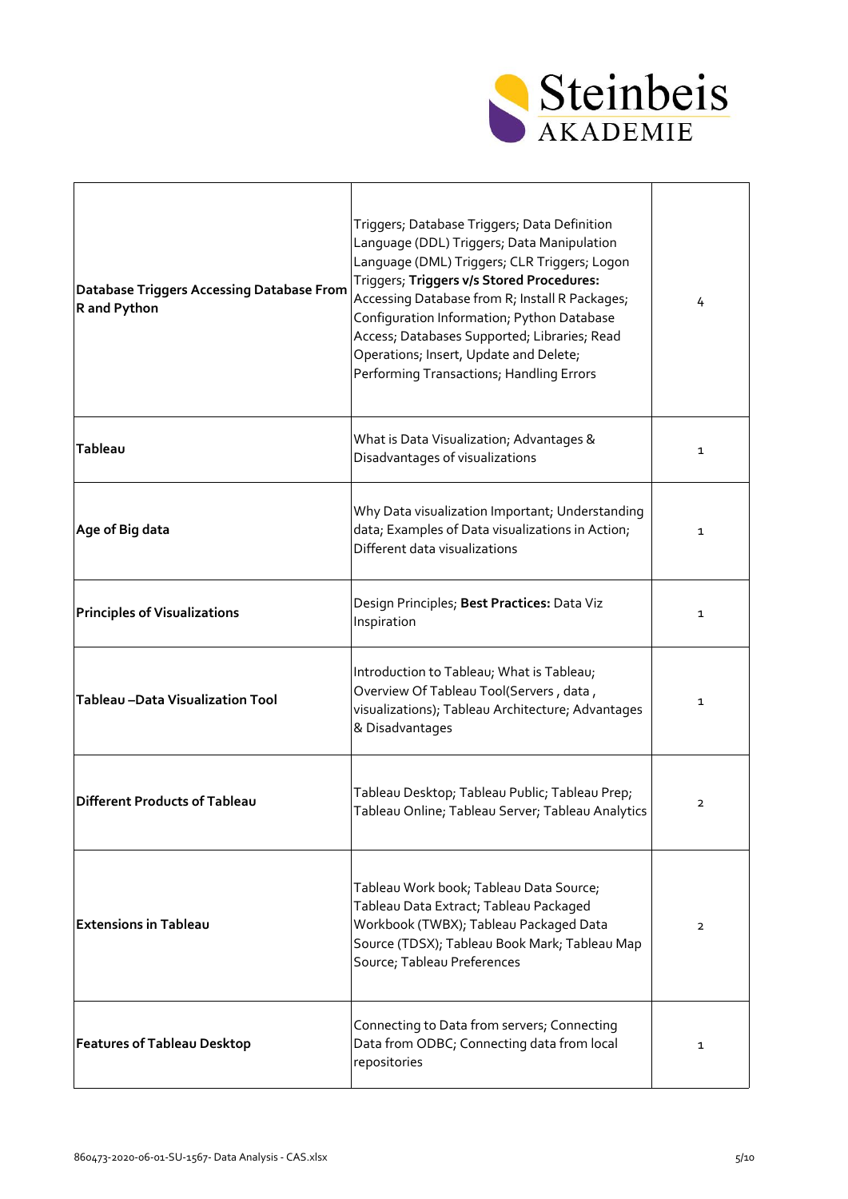| **Database Triggers Accessing Database From R and Python** | Triggers; Database Triggers; Data Definition Language (DDL) Triggers; Data Manipulation Language (DML) Triggers; CLR Triggers; Logon Triggers; **Triggers v/s Stored Procedures:** Accessing Database from R; Install R Packages; Configuration Information; Python Database Access; Databases Supported; Libraries; Read Operations; Insert, Update and Delete; Performing Transactions; Handling Errors | 4 |
|---|---|---|
| **Tableau** | What is Data Visualization; Advantages & Disadvantages of visualizations | 1 |
| **Age of Big data** | Why Data visualization Important; Understanding data; Examples of Data visualizations in Action; Different data visualizations | 1 |
| **Principles of Visualizations** | Design Principles; **Best Practices:** Data Viz Inspiration | 1 |
| **Tableau –Data Visualization Tool** | Introduction to Tableau; What is Tableau; Overview Of Tableau Tool(Servers , data , visualizations); Tableau Architecture; Advantages & Disadvantages | 1 |
| **Different Products of Tableau** | Tableau Desktop; Tableau Public; Tableau Prep; Tableau Online; Tableau Server; Tableau Analytics | 2 |
| **Extensions in Tableau** | Tableau Work book; Tableau Data Source; Tableau Data Extract; Tableau Packaged Workbook (TWBX); Tableau Packaged Data Source (TDSX); Tableau Book Mark; Tableau Map Source; Tableau Preferences | 2 |
| **Features of Tableau Desktop** | Connecting to Data from servers; Connecting Data from ODBC; Connecting data from local repositories | 1 |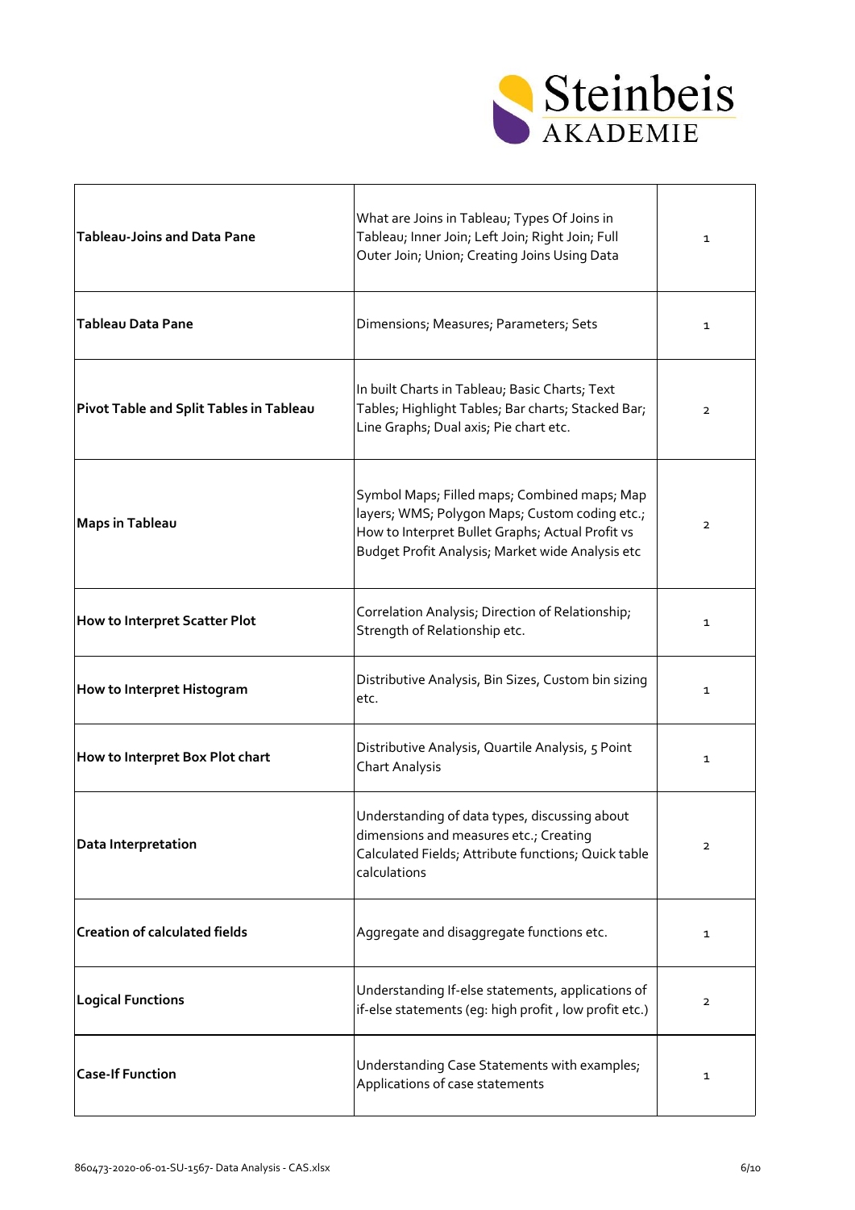| | | |
|---|---|---|
| **Tableau-Joins and Data Pane** | What are Joins in Tableau; Types Of Joins in Tableau; Inner Join; Left Join; Right Join; Full Outer Join; Union; Creating Joins Using Data | 1 |
| **Tableau Data Pane** | Dimensions; Measures; Parameters; Sets | 1 |
| **Pivot Table and Split Tables in Tableau** | In built Charts in Tableau; Basic Charts; Text Tables; Highlight Tables; Bar charts; Stacked Bar; Line Graphs; Dual axis; Pie chart etc. | 2 |
| **Maps in Tableau** | Symbol Maps; Filled maps; Combined maps; Map layers; WMS; Polygon Maps; Custom coding etc.; How to Interpret Bullet Graphs; Actual Profit vs Budget Profit Analysis; Market wide Analysis etc | 2 |
| **How to Interpret Scatter Plot** | Correlation Analysis; Direction of Relationship; Strength of Relationship etc. | 1 |
| **How to Interpret Histogram** | Distributive Analysis, Bin Sizes, Custom bin sizing etc. | 1 |
| **How to Interpret Box Plot chart** | Distributive Analysis, Quartile Analysis, 5 Point Chart Analysis | 1 |
| **Data Interpretation** | Understanding of data types, discussing about dimensions and measures etc.; Creating Calculated Fields; Attribute functions; Quick table calculations | 2 |
| **Creation of calculated fields** | Aggregate and disaggregate functions etc. | 1 |
| **Logical Functions** | Understanding If-else statements, applications of if-else statements (eg: high profit , low profit etc.) | 2 |
| **Case-If Function** | Understanding Case Statements with examples; Applications of case statements | 1 |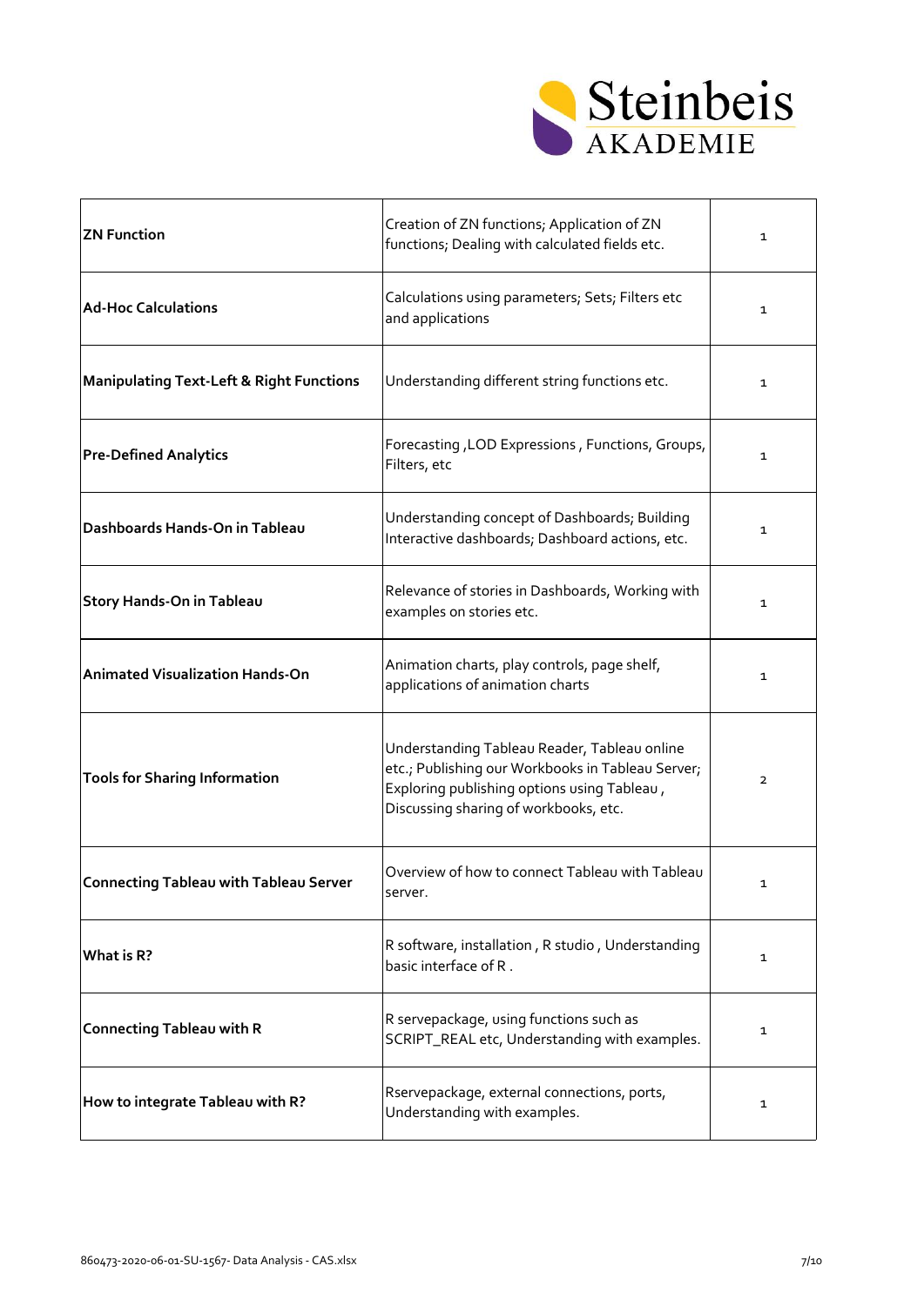| | | |
|---|---|---|
| **ZN Function** | Creation of ZN functions; Application of ZN functions; Dealing with calculated fields etc. | 1 |
| **Ad-Hoc Calculations** | Calculations using parameters; Sets; Filters etc and applications | 1 |
| **Manipulating Text-Left & Right Functions** | Understanding different string functions etc. | 1 |
| **Pre-Defined Analytics** | Forecasting ,LOD Expressions , Functions, Groups, Filters, etc | 1 |
| **Dashboards Hands-On in Tableau** | Understanding concept of Dashboards; Building Interactive dashboards; Dashboard actions, etc. | 1 |
| **Story Hands-On in Tableau** | Relevance of stories in Dashboards, Working with examples on stories etc. | 1 |
| **Animated Visualization Hands-On** | Animation charts, play controls, page shelf, applications of animation charts | 1 |
| **Tools for Sharing Information** | Understanding Tableau Reader, Tableau online etc.; Publishing our Workbooks in Tableau Server; Exploring publishing options using Tableau , Discussing sharing of workbooks, etc. | 2 |
| **Connecting Tableau with Tableau Server** | Overview of how to connect Tableau with Tableau server. | 1 |
| **What is R?** | R software, installation , R studio , Understanding basic interface of R . | 1 |
| **Connecting Tableau with R** | R servepackage, using functions such as SCRIPT_REAL etc, Understanding with examples. | 1 |
| **How to integrate Tableau with R?** | Rservepackage, external connections, ports, Understanding with examples. | 1 |

860473-2020-06-01-SU-1567- Data Analysis - CAS.xlsx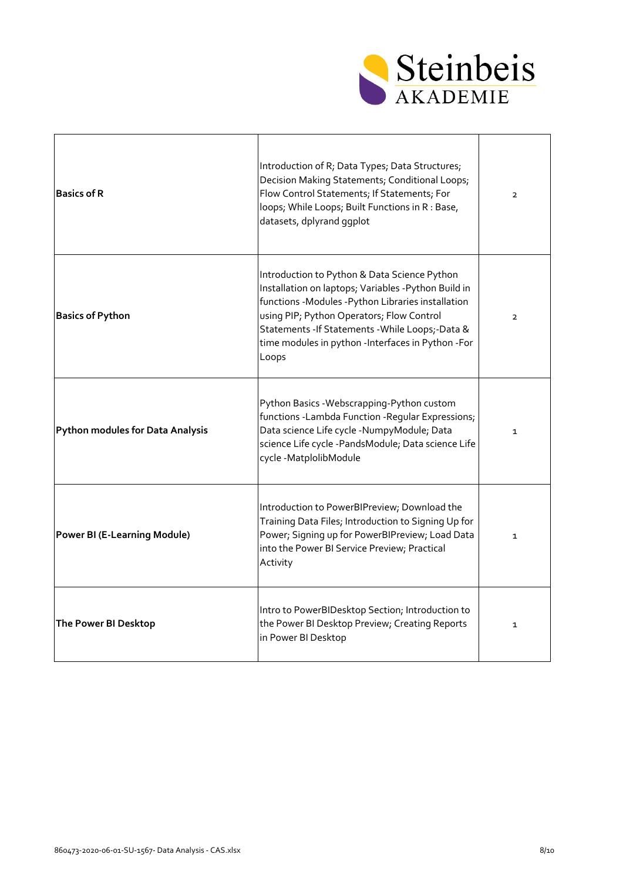| **Basics of R** | Introduction of R; Data Types; Data Structures; Decision Making Statements; Conditional Loops; Flow Control Statements; If Statements; For loops; While Loops; Built Functions in R : Base, datasets, dplyrand ggplot | 2 |
|---|---|---|
| **Basics of Python** | Introduction to Python & Data Science Python Installation on laptops; Variables -Python Build in functions -Modules -Python Libraries installation using PIP; Python Operators; Flow Control Statements -If Statements -While Loops;-Data & time modules in python -Interfaces in Python -For Loops | 2 |
| **Python modules for Data Analysis** | Python Basics -Webscrapping-Python custom functions -Lambda Function -Regular Expressions; Data science Life cycle -NumpyModule; Data science Life cycle -PandsModule; Data science Life cycle -MatplolibModule | 1 |
| **Power BI (E-Learning Module)** | Introduction to PowerBIPreview; Download the Training Data Files; Introduction to Signing Up for Power; Signing up for PowerBIPreview; Load Data into the Power BI Service Preview; Practical Activity | 1 |
| **The Power BI Desktop** | Intro to PowerBIDesktop Section; Introduction to the Power BI Desktop Preview; Creating Reports in Power BI Desktop | 1 |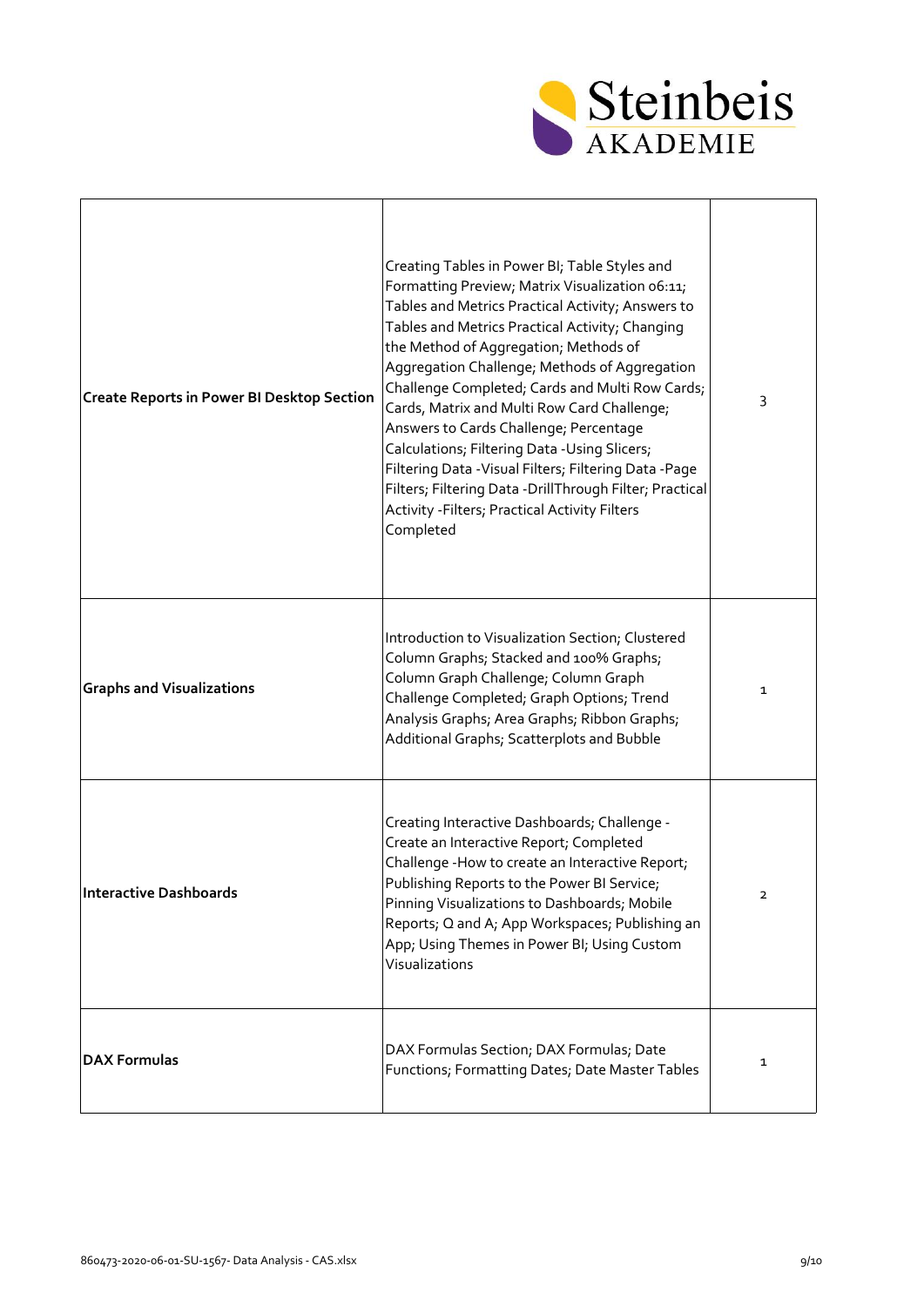| | | |
|---|---|---|
| **Create Reports in Power BI Desktop Section** | Creating Tables in Power BI; Table Styles and Formatting Preview; Matrix Visualization 06:11; Tables and Metrics Practical Activity; Answers to Tables and Metrics Practical Activity; Changing the Method of Aggregation; Methods of Aggregation Challenge; Methods of Aggregation Challenge Completed; Cards and Multi Row Cards; Cards, Matrix and Multi Row Card Challenge; Answers to Cards Challenge; Percentage Calculations; Filtering Data -Using Slicers; Filtering Data -Visual Filters; Filtering Data -Page Filters; Filtering Data -DrillThrough Filter; Practical Activity -Filters; Practical Activity Filters Completed | 3 |
| **Graphs and Visualizations** | Introduction to Visualization Section; Clustered Column Graphs; Stacked and 100% Graphs; Column Graph Challenge; Column Graph Challenge Completed; Graph Options; Trend Analysis Graphs; Area Graphs; Ribbon Graphs; Additional Graphs; Scatterplots and Bubble | 1 |
| **Interactive Dashboards** | Creating Interactive Dashboards; Challenge -Create an Interactive Report; Completed Challenge -How to create an Interactive Report; Publishing Reports to the Power BI Service; Pinning Visualizations to Dashboards; Mobile Reports; Q and A; App Workspaces; Publishing an App; Using Themes in Power BI; Using Custom Visualizations | 2 |
| **DAX Formulas** | DAX Formulas Section; DAX Formulas; Date Functions; Formatting Dates; Date Master Tables | 1 |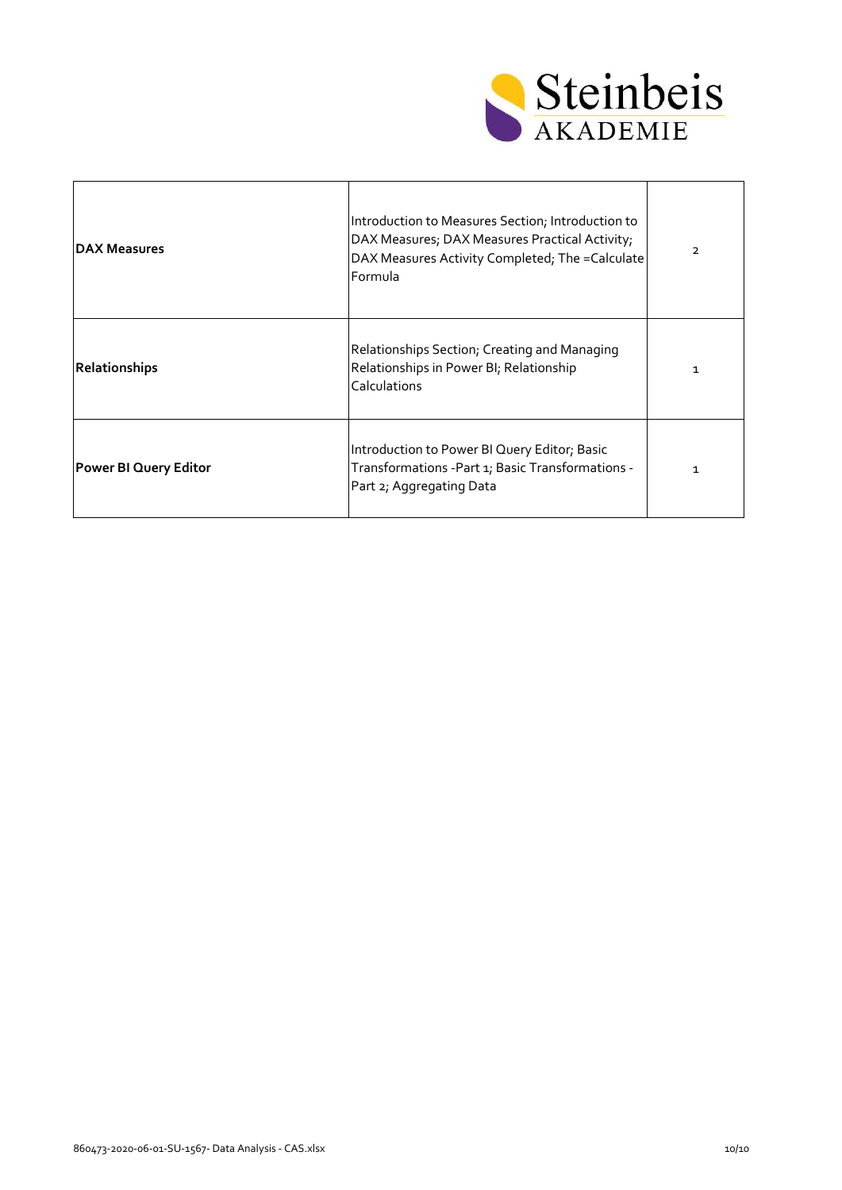| | | |
|---|---|---|
| **DAX Measures** | Introduction to Measures Section; Introduction to DAX Measures; DAX Measures Practical Activity; DAX Measures Activity Completed; The =Calculate Formula | 2 |
| **Relationships** | Relationships Section; Creating and Managing Relationships in Power BI; Relationship Calculations | 1 |
| **Power BI Query Editor** | Introduction to Power BI Query Editor; Basic Transformations -Part 1; Basic Transformations - Part 2; Aggregating Data | 1 |